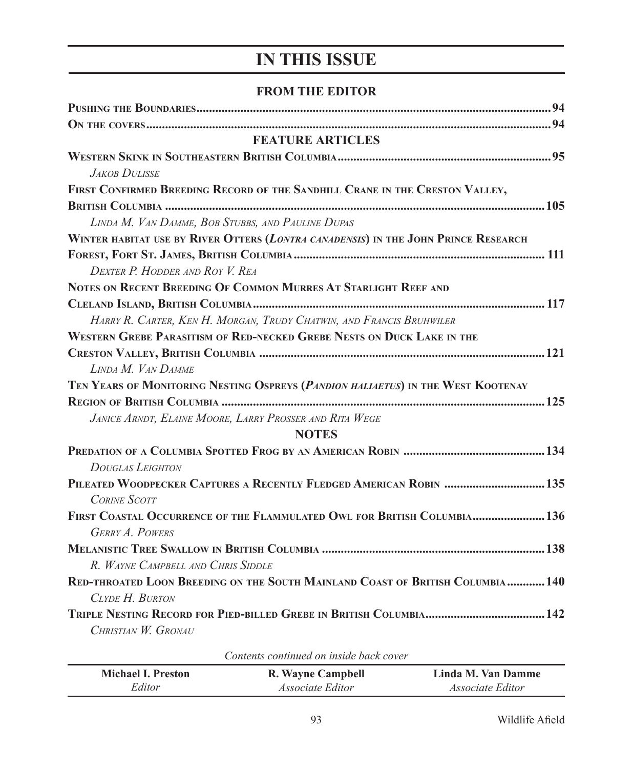# IN THIS ISSUE

## FROM THE EDITOR

**Pushing the Boundaries** ........ 94

**On the covers** ........ 94

## FEATURE ARTICLES

**Western Skink in Southeastern British Columbia** ........ 95
*Jakob Dulisse*

**First Confirmed Breeding Record of the Sandhill Crane in the Creston Valley, British Columbia** ........ 105
*Linda M. Van Damme, Bob Stubbs, and Pauline Dupas*

**Winter habitat use by River Otters (*Lontra canadensis*) in the John Prince Research Forest, Fort St. James, British Columbia** ........ 111
*Dexter P. Hodder and Roy V. Rea*

**Notes on Recent Breeding Of Common Murres At Starlight Reef and Cleland Island, British Columbia** ........ 117
*Harry R. Carter, Ken H. Morgan, Trudy Chatwin, and Francis Bruhwiler*

**Western Grebe Parasitism of Red-necked Grebe Nests on Duck Lake in the Creston Valley, British Columbia** ........ 121
*Linda M. Van Damme*

**Ten Years of Monitoring Nesting Ospreys (*Pandion haliaetus*) in the West Kootenay Region of British Columbia** ........ 125
*Janice Arndt, Elaine Moore, Larry Prosser and Rita Wege*

## NOTES

**Predation of a Columbia Spotted Frog by an American Robin** ........ 134
*Douglas Leighton*

**Pileated Woodpecker Captures a Recently Fledged American Robin** ........ 135
*Corine Scott*

**First Coastal Occurrence of the Flammulated Owl for British Columbia** ........ 136
*Gerry A. Powers*

**Melanistic Tree Swallow in British Columbia** ........ 138
*R. Wayne Campbell and Chris Siddle*

**Red-throated Loon Breeding on the South Mainland Coast of British Columbia** ........ 140
*Clyde H. Burton*

**Triple Nesting Record for Pied-billed Grebe in British Columbia** ........ 142
*Christian W. Gronau*

*Contents continued on inside back cover*

| **Michael I. Preston** | **R. Wayne Campbell** | **Linda M. Van Damme** |
|---|---|---|
| *Editor* | *Associate Editor* | *Associate Editor* |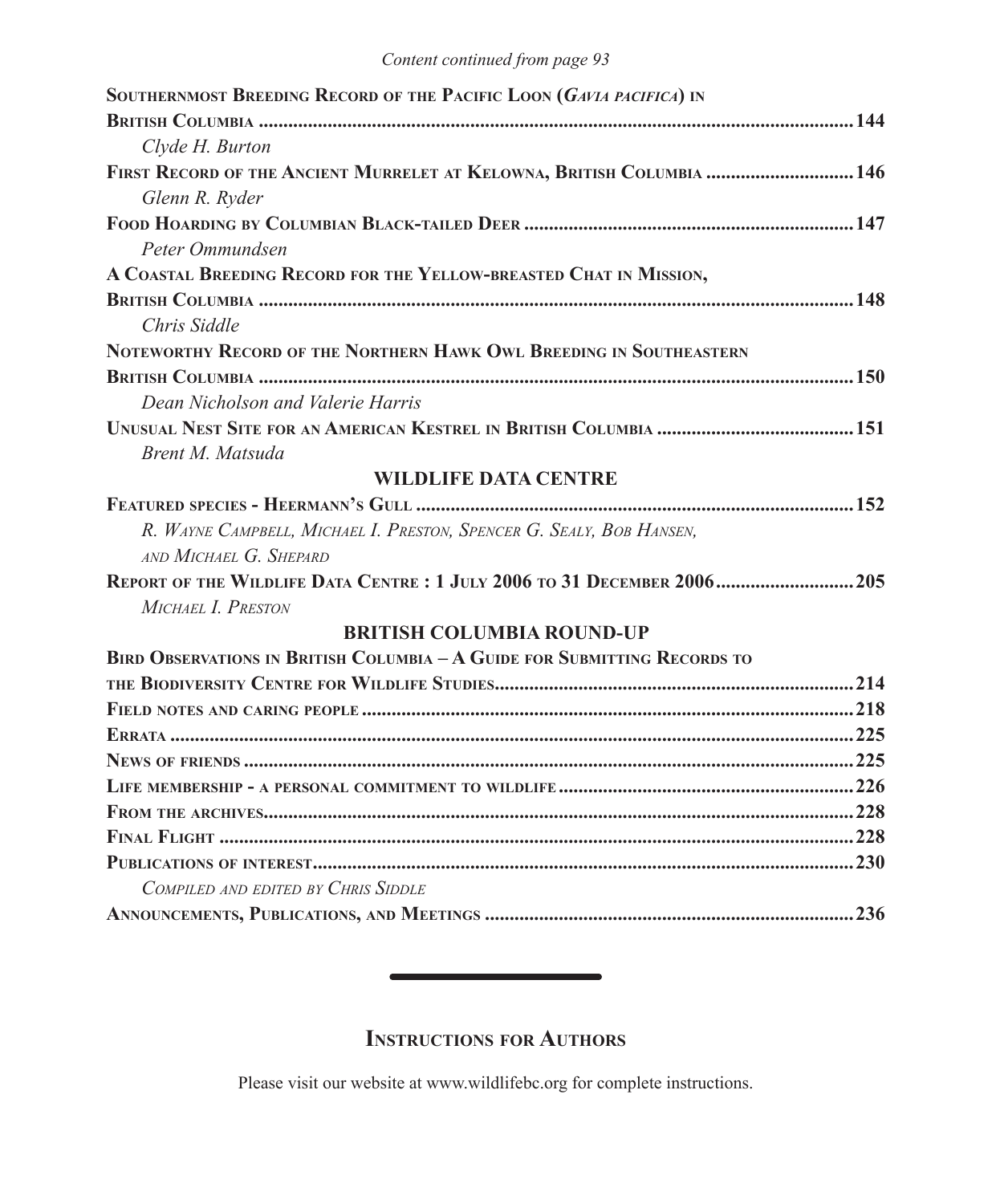*Content continued from page 93*

**Southernmost Breeding Record of the Pacific Loon (*Gavia pacifica*) in British Columbia** ........ 144

*Clyde H. Burton*

**First Record of the Ancient Murrelet at Kelowna, British Columbia** ........ 146

*Glenn R. Ryder*

**Food Hoarding by Columbian Black-tailed Deer** ........ 147

*Peter Ommundsen*

**A Coastal Breeding Record for the Yellow-breasted Chat in Mission, British Columbia** ........ 148

*Chris Siddle*

**Noteworthy Record of the Northern Hawk Owl Breeding in Southeastern British Columbia** ........ 150

*Dean Nicholson and Valerie Harris*

**Unusual Nest Site for an American Kestrel in British Columbia** ........ 151

*Brent M. Matsuda*

## WILDLIFE DATA CENTRE

**Featured species - Heermann's Gull** ........ 152

*R. Wayne Campbell, Michael I. Preston, Spencer G. Sealy, Bob Hansen, and Michael G. Shepard*

**Report of the Wildlife Data Centre : 1 July 2006 to 31 December 2006** ........ 205

*Michael I. Preston*

## BRITISH COLUMBIA ROUND-UP

**Bird Observations in British Columbia – A Guide for Submitting Records to the Biodiversity Centre for Wildlife Studies** ........ 214

**Field notes and caring people** ........ 218

**Errata** ........ 225

**News of friends** ........ 225

**Life membership - a personal commitment to wildlife** ........ 226

**From the archives** ........ 228

**Final Flight** ........ 228

**Publications of interest** ........ 230

*Compiled and edited by Chris Siddle*

**Announcements, Publications, and Meetings** ........ 236

---

## Instructions for Authors

Please visit our website at www.wildlifebc.org for complete instructions.